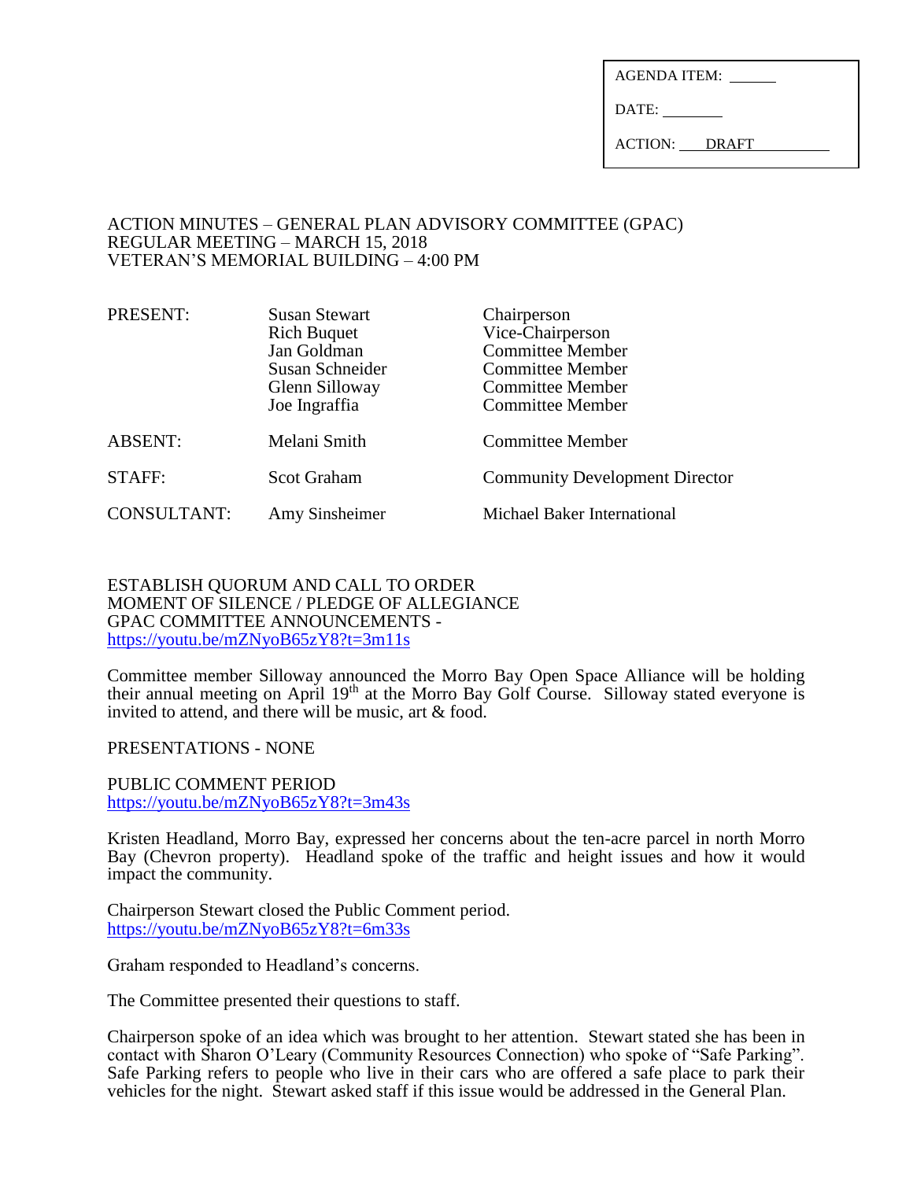| AGENDA ITEM: ______ |
| --- |
| DATE: ________ |
| ACTION: DRAFT |

ACTION MINUTES – GENERAL PLAN ADVISORY COMMITTEE (GPAC)
REGULAR MEETING – MARCH 15, 2018
VETERAN'S MEMORIAL BUILDING – 4:00 PM

| | | |
| --- | --- | --- |
| PRESENT: | Susan Stewart | Chairperson |
| | Rich Buquet | Vice-Chairperson |
| | Jan Goldman | Committee Member |
| | Susan Schneider | Committee Member |
| | Glenn Silloway | Committee Member |
| | Joe Ingraffia | Committee Member |
| ABSENT: | Melani Smith | Committee Member |
| STAFF: | Scot Graham | Community Development Director |
| CONSULTANT: | Amy Sinsheimer | Michael Baker International |

ESTABLISH QUORUM AND CALL TO ORDER
MOMENT OF SILENCE / PLEDGE OF ALLEGIANCE
GPAC COMMITTEE ANNOUNCEMENTS -
https://youtu.be/mZNyoB65zY8?t=3m11s

Committee member Silloway announced the Morro Bay Open Space Alliance will be holding their annual meeting on April 19th at the Morro Bay Golf Course. Silloway stated everyone is invited to attend, and there will be music, art & food.

PRESENTATIONS - NONE

PUBLIC COMMENT PERIOD
https://youtu.be/mZNyoB65zY8?t=3m43s

Kristen Headland, Morro Bay, expressed her concerns about the ten-acre parcel in north Morro Bay (Chevron property). Headland spoke of the traffic and height issues and how it would impact the community.

Chairperson Stewart closed the Public Comment period.
https://youtu.be/mZNyoB65zY8?t=6m33s

Graham responded to Headland's concerns.

The Committee presented their questions to staff.

Chairperson spoke of an idea which was brought to her attention. Stewart stated she has been in contact with Sharon O'Leary (Community Resources Connection) who spoke of "Safe Parking". Safe Parking refers to people who live in their cars who are offered a safe place to park their vehicles for the night. Stewart asked staff if this issue would be addressed in the General Plan.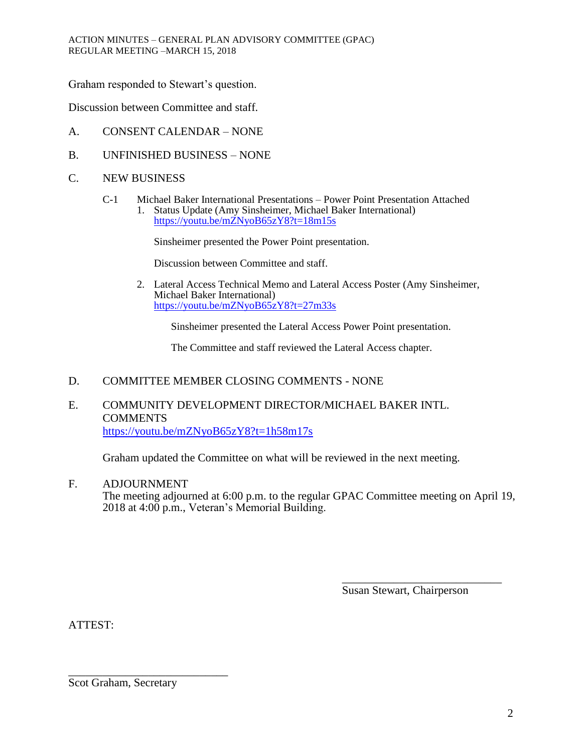Graham responded to Stewart's question.

Discussion between Committee and staff.

A. CONSENT CALENDAR – NONE

B. UNFINISHED BUSINESS – NONE

C. NEW BUSINESS

C-1 Michael Baker International Presentations – Power Point Presentation Attached

1. Status Update (Amy Sinsheimer, Michael Baker International)
   https://youtu.be/mZNyoB65zY8?t=18m15s

   Sinsheimer presented the Power Point presentation.

   Discussion between Committee and staff.

2. Lateral Access Technical Memo and Lateral Access Poster (Amy Sinsheimer, Michael Baker International)
   https://youtu.be/mZNyoB65zY8?t=27m33s

   Sinsheimer presented the Lateral Access Power Point presentation.

   The Committee and staff reviewed the Lateral Access chapter.

D. COMMITTEE MEMBER CLOSING COMMENTS - NONE

E. COMMUNITY DEVELOPMENT DIRECTOR/MICHAEL BAKER INTL. COMMENTS
https://youtu.be/mZNyoB65zY8?t=1h58m17s

Graham updated the Committee on what will be reviewed in the next meeting.

F. ADJOURNMENT
The meeting adjourned at 6:00 p.m. to the regular GPAC Committee meeting on April 19, 2018 at 4:00 p.m., Veteran's Memorial Building.

\_\_\_\_\_\_\_\_\_\_\_\_\_\_\_\_\_\_\_\_\_\_\_\_\_\_\_\_\_\_

Susan Stewart, Chairperson

ATTEST:

\_\_\_\_\_\_\_\_\_\_\_\_\_\_\_\_\_\_\_\_\_\_\_\_\_\_\_\_\_\_

Scot Graham, Secretary